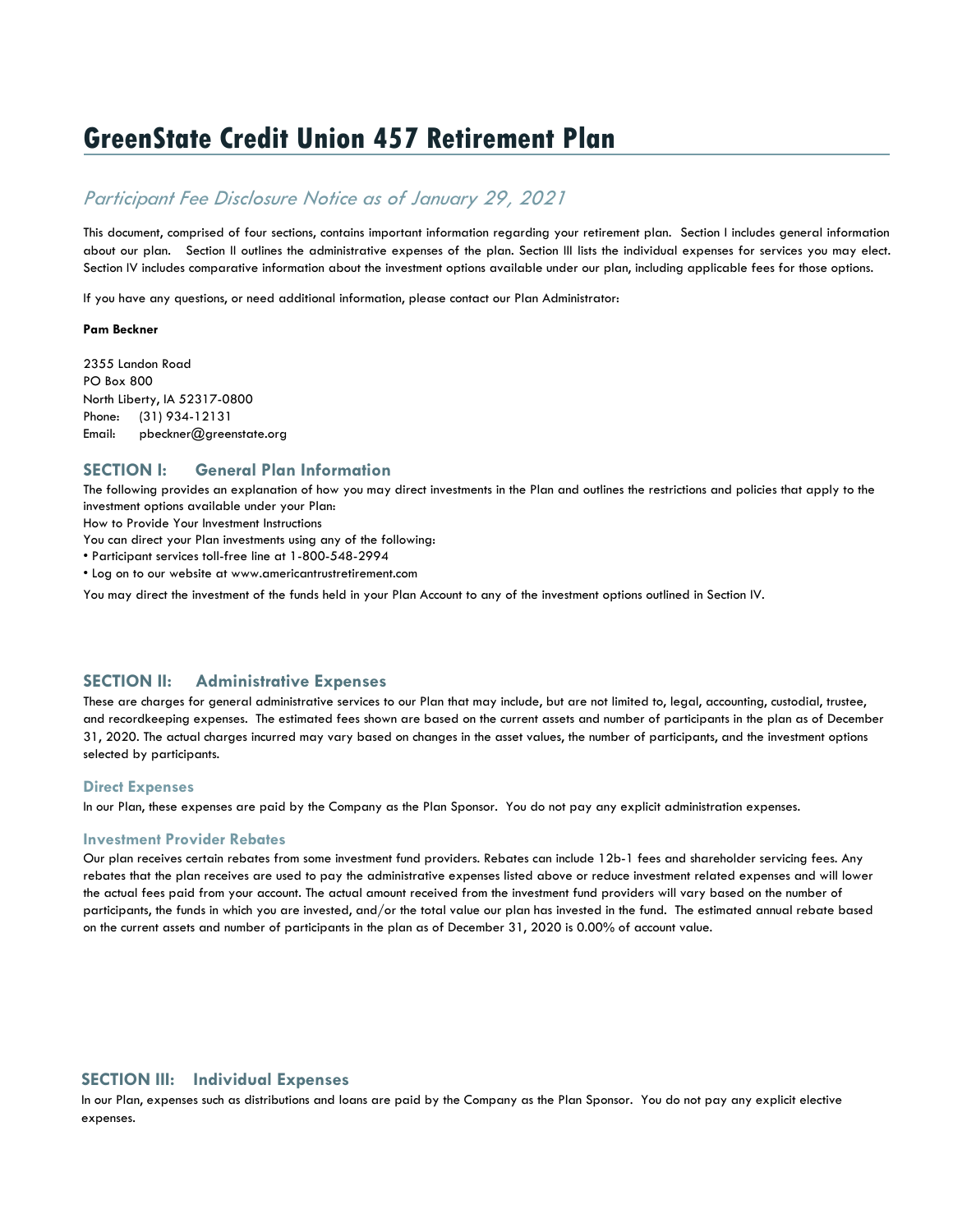# GreenState Credit Union 457 Retirement Plan

*Participant Fee Disclosure Notice as of January 29, 2021*

This document, comprised of four sections, contains important information regarding your retirement plan. Section I includes general information about our plan. Section II outlines the administrative expenses of the plan. Section III lists the individual expenses for services you may elect. Section IV includes comparative information about the investment options available under our plan, including applicable fees for those options.

If you have any questions, or need additional information, please contact our Plan Administrator:

**Pam Beckner**

2355 Landon Road
PO Box 800
North Liberty, IA 52317-0800
Phone: (31) 934-12131
Email: pbeckner@greenstate.org

## SECTION I: General Plan Information

The following provides an explanation of how you may direct investments in the Plan and outlines the restrictions and policies that apply to the investment options available under your Plan:

How to Provide Your Investment Instructions

You can direct your Plan investments using any of the following:

- Participant services toll-free line at 1-800-548-2994
- Log on to our website at www.americantrustretirement.com

You may direct the investment of the funds held in your Plan Account to any of the investment options outlined in Section IV.

## SECTION II: Administrative Expenses

These are charges for general administrative services to our Plan that may include, but are not limited to, legal, accounting, custodial, trustee, and recordkeeping expenses. The estimated fees shown are based on the current assets and number of participants in the plan as of December 31, 2020. The actual charges incurred may vary based on changes in the asset values, the number of participants, and the investment options selected by participants.

### Direct Expenses

In our Plan, these expenses are paid by the Company as the Plan Sponsor. You do not pay any explicit administration expenses.

### Investment Provider Rebates

Our plan receives certain rebates from some investment fund providers. Rebates can include 12b-1 fees and shareholder servicing fees. Any rebates that the plan receives are used to pay the administrative expenses listed above or reduce investment related expenses and will lower the actual fees paid from your account. The actual amount received from the investment fund providers will vary based on the number of participants, the funds in which you are invested, and/or the total value our plan has invested in the fund. The estimated annual rebate based on the current assets and number of participants in the plan as of December 31, 2020 is 0.00% of account value.

## SECTION III: Individual Expenses

In our Plan, expenses such as distributions and loans are paid by the Company as the Plan Sponsor. You do not pay any explicit elective expenses.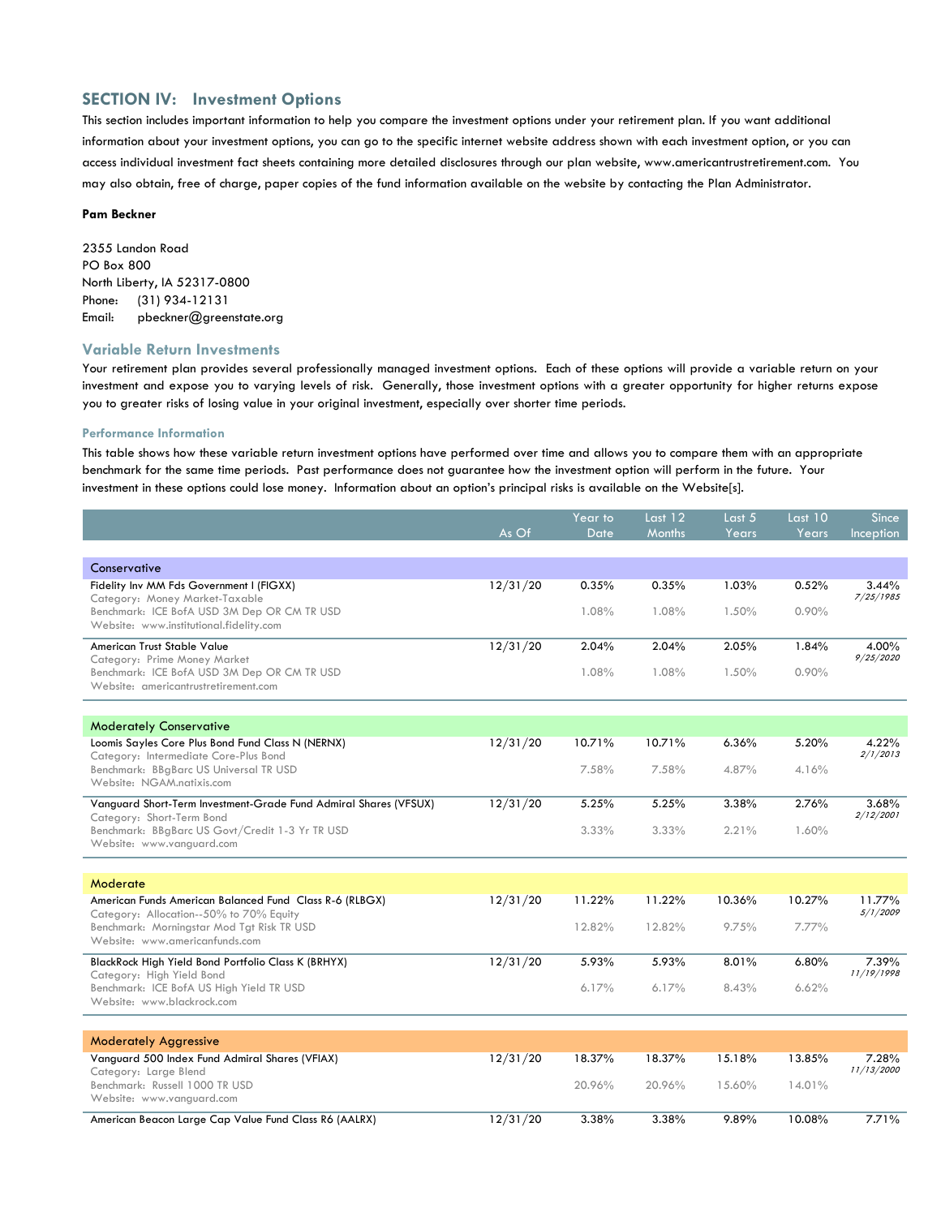## SECTION IV: Investment Options

This section includes important information to help you compare the investment options under your retirement plan. If you want additional information about your investment options, you can go to the specific internet website address shown with each investment option, or you can access individual investment fact sheets containing more detailed disclosures through our plan website, www.americantrustretirement.com. You may also obtain, free of charge, paper copies of the fund information available on the website by contacting the Plan Administrator.

**Pam Beckner**

2355 Landon Road
PO Box 800
North Liberty, IA 52317-0800
Phone: (31) 934-12131
Email: pbeckner@greenstate.org

### Variable Return Investments

Your retirement plan provides several professionally managed investment options. Each of these options will provide a variable return on your investment and expose you to varying levels of risk. Generally, those investment options with a greater opportunity for higher returns expose you to greater risks of losing value in your original investment, especially over shorter time periods.

#### Performance Information

This table shows how these variable return investment options have performed over time and allows you to compare them with an appropriate benchmark for the same time periods. Past performance does not guarantee how the investment option will perform in the future. Your investment in these options could lose money. Information about an option's principal risks is available on the Website[s].

| | As Of | Year to Date | Last 12 Months | Last 5 Years | Last 10 Years | Since Inception |
|---|---|---|---|---|---|---|
| **Conservative** | | | | | | |
| Fidelity Inv MM Fds Government I (FIGXX) | 12/31/20 | 0.35% | 0.35% | 1.03% | 0.52% | 3.44% *7/25/1985* |
| Category: Money Market-Taxable | | | | | | |
| Benchmark: ICE BofA USD 3M Dep OR CM TR USD | | 1.08% | 1.08% | 1.50% | 0.90% | |
| Website: www.institutional.fidelity.com | | | | | | |
| American Trust Stable Value | 12/31/20 | 2.04% | 2.04% | 2.05% | 1.84% | 4.00% *9/25/2020* |
| Category: Prime Money Market | | | | | | |
| Benchmark: ICE BofA USD 3M Dep OR CM TR USD | | 1.08% | 1.08% | 1.50% | 0.90% | |
| Website: americantrustretirement.com | | | | | | |
| **Moderately Conservative** | | | | | | |
| Loomis Sayles Core Plus Bond Fund Class N (NERNX) | 12/31/20 | 10.71% | 10.71% | 6.36% | 5.20% | 4.22% *2/1/2013* |
| Category: Intermediate Core-Plus Bond | | | | | | |
| Benchmark: BBgBarc US Universal TR USD | | 7.58% | 7.58% | 4.87% | 4.16% | |
| Website: NGAM.natixis.com | | | | | | |
| Vanguard Short-Term Investment-Grade Fund Admiral Shares (VFSUX) | 12/31/20 | 5.25% | 5.25% | 3.38% | 2.76% | 3.68% *2/12/2001* |
| Category: Short-Term Bond | | | | | | |
| Benchmark: BBgBarc US Govt/Credit 1-3 Yr TR USD | | 3.33% | 3.33% | 2.21% | 1.60% | |
| Website: www.vanguard.com | | | | | | |
| **Moderate** | | | | | | |
| American Funds American Balanced Fund Class R-6 (RLBGX) | 12/31/20 | 11.22% | 11.22% | 10.36% | 10.27% | 11.77% *5/1/2009* |
| Category: Allocation--50% to 70% Equity | | | | | | |
| Benchmark: Morningstar Mod Tgt Risk TR USD | | 12.82% | 12.82% | 9.75% | 7.77% | |
| Website: www.americanfunds.com | | | | | | |
| BlackRock High Yield Bond Portfolio Class K (BRHYX) | 12/31/20 | 5.93% | 5.93% | 8.01% | 6.80% | 7.39% *11/19/1998* |
| Category: High Yield Bond | | | | | | |
| Benchmark: ICE BofA US High Yield TR USD | | 6.17% | 6.17% | 8.43% | 6.62% | |
| Website: www.blackrock.com | | | | | | |
| **Moderately Aggressive** | | | | | | |
| Vanguard 500 Index Fund Admiral Shares (VFIAX) | 12/31/20 | 18.37% | 18.37% | 15.18% | 13.85% | 7.28% *11/13/2000* |
| Category: Large Blend | | | | | | |
| Benchmark: Russell 1000 TR USD | | 20.96% | 20.96% | 15.60% | 14.01% | |
| Website: www.vanguard.com | | | | | | |
| American Beacon Large Cap Value Fund Class R6 (AALRX) | 12/31/20 | 3.38% | 3.38% | 9.89% | 10.08% | 7.71% |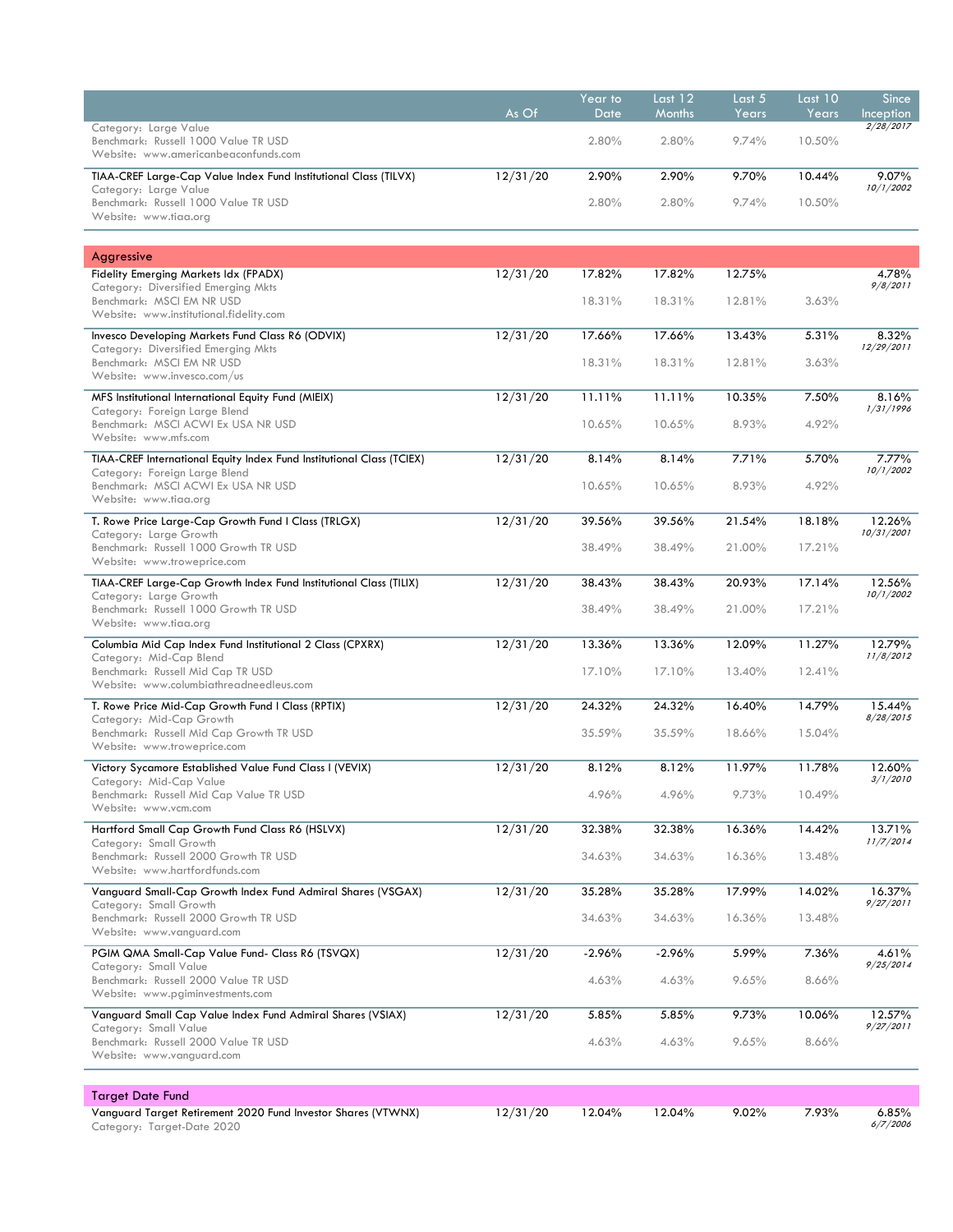| | As Of | Year to Date | Last 12 Months | Last 5 Years | Last 10 Years | Since Inception |
|---|---|---|---|---|---|---|
| Category: Large Value<br>Benchmark: Russell 1000 Value TR USD<br>Website: www.americanbeaconfunds.com | | 2.80% | 2.80% | 9.74% | 10.50% | *2/28/2017* |
| TIAA-CREF Large-Cap Value Index Fund Institutional Class (TILVX)<br>Category: Large Value | 12/31/20 | 2.90% | 2.90% | 9.70% | 10.44% | 9.07%<br>*10/1/2002* |
| Benchmark: Russell 1000 Value TR USD<br>Website: www.tiaa.org | | 2.80% | 2.80% | 9.74% | 10.50% | |
| **Aggressive** | | | | | | |
| Fidelity Emerging Markets Idx (FPADX)<br>Category: Diversified Emerging Mkts | 12/31/20 | 17.82% | 17.82% | 12.75% | | 4.78%<br>*9/8/2011* |
| Benchmark: MSCI EM NR USD<br>Website: www.institutional.fidelity.com | | 18.31% | 18.31% | 12.81% | 3.63% | |
| Invesco Developing Markets Fund Class R6 (ODVIX)<br>Category: Diversified Emerging Mkts | 12/31/20 | 17.66% | 17.66% | 13.43% | 5.31% | 8.32%<br>*12/29/2011* |
| Benchmark: MSCI EM NR USD<br>Website: www.invesco.com/us | | 18.31% | 18.31% | 12.81% | 3.63% | |
| MFS Institutional International Equity Fund (MIEIX)<br>Category: Foreign Large Blend | 12/31/20 | 11.11% | 11.11% | 10.35% | 7.50% | 8.16%<br>*1/31/1996* |
| Benchmark: MSCI ACWI Ex USA NR USD<br>Website: www.mfs.com | | 10.65% | 10.65% | 8.93% | 4.92% | |
| TIAA-CREF International Equity Index Fund Institutional Class (TCIEX)<br>Category: Foreign Large Blend | 12/31/20 | 8.14% | 8.14% | 7.71% | 5.70% | 7.77%<br>*10/1/2002* |
| Benchmark: MSCI ACWI Ex USA NR USD<br>Website: www.tiaa.org | | 10.65% | 10.65% | 8.93% | 4.92% | |
| T. Rowe Price Large-Cap Growth Fund I Class (TRLGX)<br>Category: Large Growth | 12/31/20 | 39.56% | 39.56% | 21.54% | 18.18% | 12.26%<br>*10/31/2001* |
| Benchmark: Russell 1000 Growth TR USD<br>Website: www.troweprice.com | | 38.49% | 38.49% | 21.00% | 17.21% | |
| TIAA-CREF Large-Cap Growth Index Fund Institutional Class (TILIX)<br>Category: Large Growth | 12/31/20 | 38.43% | 38.43% | 20.93% | 17.14% | 12.56%<br>*10/1/2002* |
| Benchmark: Russell 1000 Growth TR USD<br>Website: www.tiaa.org | | 38.49% | 38.49% | 21.00% | 17.21% | |
| Columbia Mid Cap Index Fund Institutional 2 Class (CPXRX)<br>Category: Mid-Cap Blend | 12/31/20 | 13.36% | 13.36% | 12.09% | 11.27% | 12.79%<br>*11/8/2012* |
| Benchmark: Russell Mid Cap TR USD<br>Website: www.columbiathreadneedleus.com | | 17.10% | 17.10% | 13.40% | 12.41% | |
| T. Rowe Price Mid-Cap Growth Fund I Class (RPTIX)<br>Category: Mid-Cap Growth | 12/31/20 | 24.32% | 24.32% | 16.40% | 14.79% | 15.44%<br>*8/28/2015* |
| Benchmark: Russell Mid Cap Growth TR USD<br>Website: www.troweprice.com | | 35.59% | 35.59% | 18.66% | 15.04% | |
| Victory Sycamore Established Value Fund Class I (VEVIX)<br>Category: Mid-Cap Value | 12/31/20 | 8.12% | 8.12% | 11.97% | 11.78% | 12.60%<br>*3/1/2010* |
| Benchmark: Russell Mid Cap Value TR USD<br>Website: www.vcm.com | | 4.96% | 4.96% | 9.73% | 10.49% | |
| Hartford Small Cap Growth Fund Class R6 (HSLVX)<br>Category: Small Growth | 12/31/20 | 32.38% | 32.38% | 16.36% | 14.42% | 13.71%<br>*11/7/2014* |
| Benchmark: Russell 2000 Growth TR USD<br>Website: www.hartfordfunds.com | | 34.63% | 34.63% | 16.36% | 13.48% | |
| Vanguard Small-Cap Growth Index Fund Admiral Shares (VSGAX)<br>Category: Small Growth | 12/31/20 | 35.28% | 35.28% | 17.99% | 14.02% | 16.37%<br>*9/27/2011* |
| Benchmark: Russell 2000 Growth TR USD<br>Website: www.vanguard.com | | 34.63% | 34.63% | 16.36% | 13.48% | |
| PGIM QMA Small-Cap Value Fund- Class R6 (TSVQX)<br>Category: Small Value | 12/31/20 | -2.96% | -2.96% | 5.99% | 7.36% | 4.61%<br>*9/25/2014* |
| Benchmark: Russell 2000 Value TR USD<br>Website: www.pgiminvestments.com | | 4.63% | 4.63% | 9.65% | 8.66% | |
| Vanguard Small Cap Value Index Fund Admiral Shares (VSIAX)<br>Category: Small Value | 12/31/20 | 5.85% | 5.85% | 9.73% | 10.06% | 12.57%<br>*9/27/2011* |
| Benchmark: Russell 2000 Value TR USD<br>Website: www.vanguard.com | | 4.63% | 4.63% | 9.65% | 8.66% | |
| **Target Date Fund** | | | | | | |
| Vanguard Target Retirement 2020 Fund Investor Shares (VTWNX)<br>Category: Target-Date 2020 | 12/31/20 | 12.04% | 12.04% | 9.02% | 7.93% | 6.85%<br>*6/7/2006* |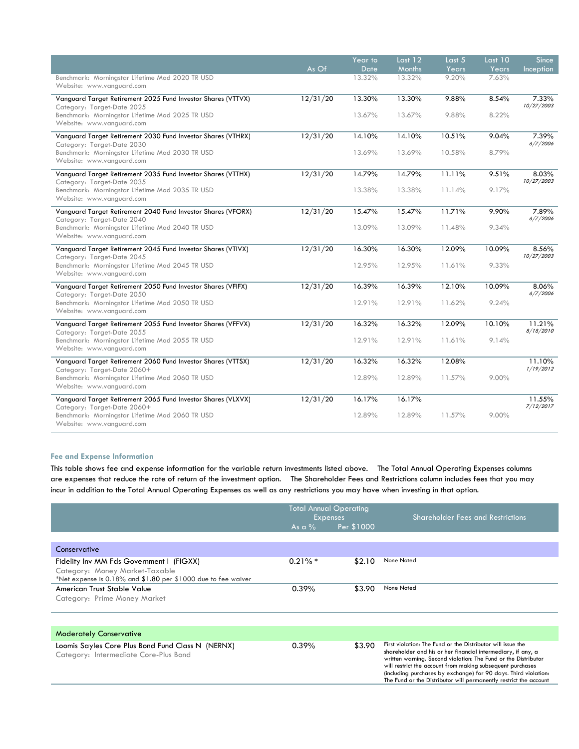| | As Of | Year to Date | Last 12 Months | Last 5 Years | Last 10 Years | Since Inception |
|---|---|---|---|---|---|---|
| Benchmark: Morningstar Lifetime Mod 2020 TR USD<br>Website: www.vanguard.com | | 13.32% | 13.32% | 9.20% | 7.63% | |
| Vanguard Target Retirement 2025 Fund Investor Shares (VTTVX)<br>Category: Target-Date 2025 | 12/31/20 | 13.30% | 13.30% | 9.88% | 8.54% | 7.33%<br>*10/27/2003* |
| Benchmark: Morningstar Lifetime Mod 2025 TR USD<br>Website: www.vanguard.com | | 13.67% | 13.67% | 9.88% | 8.22% | |
| Vanguard Target Retirement 2030 Fund Investor Shares (VTHRX)<br>Category: Target-Date 2030 | 12/31/20 | 14.10% | 14.10% | 10.51% | 9.04% | 7.39%<br>*6/7/2006* |
| Benchmark: Morningstar Lifetime Mod 2030 TR USD<br>Website: www.vanguard.com | | 13.69% | 13.69% | 10.58% | 8.79% | |
| Vanguard Target Retirement 2035 Fund Investor Shares (VTTHX)<br>Category: Target-Date 2035 | 12/31/20 | 14.79% | 14.79% | 11.11% | 9.51% | 8.03%<br>*10/27/2003* |
| Benchmark: Morningstar Lifetime Mod 2035 TR USD<br>Website: www.vanguard.com | | 13.38% | 13.38% | 11.14% | 9.17% | |
| Vanguard Target Retirement 2040 Fund Investor Shares (VFORX)<br>Category: Target-Date 2040 | 12/31/20 | 15.47% | 15.47% | 11.71% | 9.90% | 7.89%<br>*6/7/2006* |
| Benchmark: Morningstar Lifetime Mod 2040 TR USD<br>Website: www.vanguard.com | | 13.09% | 13.09% | 11.48% | 9.34% | |
| Vanguard Target Retirement 2045 Fund Investor Shares (VTIVX)<br>Category: Target-Date 2045 | 12/31/20 | 16.30% | 16.30% | 12.09% | 10.09% | 8.56%<br>*10/27/2003* |
| Benchmark: Morningstar Lifetime Mod 2045 TR USD<br>Website: www.vanguard.com | | 12.95% | 12.95% | 11.61% | 9.33% | |
| Vanguard Target Retirement 2050 Fund Investor Shares (VFIFX)<br>Category: Target-Date 2050 | 12/31/20 | 16.39% | 16.39% | 12.10% | 10.09% | 8.06%<br>*6/7/2006* |
| Benchmark: Morningstar Lifetime Mod 2050 TR USD<br>Website: www.vanguard.com | | 12.91% | 12.91% | 11.62% | 9.24% | |
| Vanguard Target Retirement 2055 Fund Investor Shares (VFFVX)<br>Category: Target-Date 2055 | 12/31/20 | 16.32% | 16.32% | 12.09% | 10.10% | 11.21%<br>*8/18/2010* |
| Benchmark: Morningstar Lifetime Mod 2055 TR USD<br>Website: www.vanguard.com | | 12.91% | 12.91% | 11.61% | 9.14% | |
| Vanguard Target Retirement 2060 Fund Investor Shares (VTTSX)<br>Category: Target-Date 2060+ | 12/31/20 | 16.32% | 16.32% | 12.08% | | 11.10%<br>*1/19/2012* |
| Benchmark: Morningstar Lifetime Mod 2060 TR USD<br>Website: www.vanguard.com | | 12.89% | 12.89% | 11.57% | 9.00% | |
| Vanguard Target Retirement 2065 Fund Investor Shares (VLXVX)<br>Category: Target-Date 2060+ | 12/31/20 | 16.17% | 16.17% | | | 11.55%<br>*7/12/2017* |
| Benchmark: Morningstar Lifetime Mod 2060 TR USD<br>Website: www.vanguard.com | | 12.89% | 12.89% | 11.57% | 9.00% | |

### Fee and Expense Information

This table shows fee and expense information for the variable return investments listed above. The Total Annual Operating Expenses columns are expenses that reduce the rate of return of the investment option. The Shareholder Fees and Restrictions column includes fees that you may incur in addition to the Total Annual Operating Expenses as well as any restrictions you may have when investing in that option.

| | Total Annual Operating Expenses | | Shareholder Fees and Restrictions |
|---|---|---|---|
| | As a % | Per $1000 | |
| **Conservative** | | | |
| Fidelity Inv MM Fds Government I (FIGXX)<br>Category: Money Market-Taxable<br>*Net expense is 0.18% and $1.80 per $1000 due to fee waiver | 0.21% * | $2.10 | None Noted |
| American Trust Stable Value<br>Category: Prime Money Market | 0.39% | $3.90 | None Noted |
| **Moderately Conservative** | | | |
| Loomis Sayles Core Plus Bond Fund Class N (NERNX)<br>Category: Intermediate Core-Plus Bond | 0.39% | $3.90 | First violation: The Fund or the Distributor will issue the shareholder and his or her financial intermediary, if any, a written warning. Second violation: The Fund or the Distributor will restrict the account from making subsequent purchases (including purchases by exchange) for 90 days. Third violation: The Fund or the Distributor will permanently restrict the account |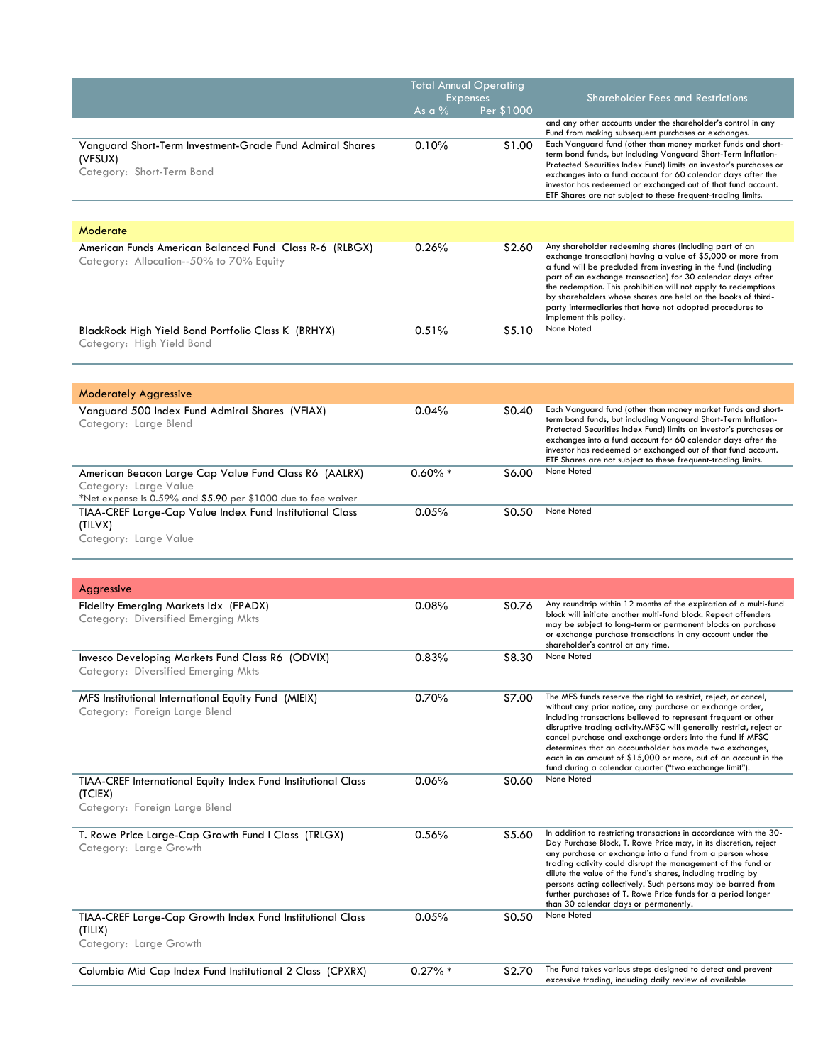| | Total Annual Operating Expenses | | Shareholder Fees and Restrictions |
|---|---|---|---|
| | As a % | Per $1000 | |
| | | | and any other accounts under the shareholder's control in any Fund from making subsequent purchases or exchanges. |
| Vanguard Short-Term Investment-Grade Fund Admiral Shares (VFSUX)<br>Category: Short-Term Bond | 0.10% | $1.00 | Each Vanguard fund (other than money market funds and short-term bond funds, but including Vanguard Short-Term Inflation-Protected Securities Index Fund) limits an investor's purchases or exchanges into a fund account for 60 calendar days after the investor has redeemed or exchanged out of that fund account. ETF Shares are not subject to these frequent-trading limits. |
| **Moderate** | | | |
| American Funds American Balanced Fund Class R-6 (RLBGX)<br>Category: Allocation--50% to 70% Equity | 0.26% | $2.60 | Any shareholder redeeming shares (including part of an exchange transaction) having a value of $5,000 or more from a fund will be precluded from investing in the fund (including part of an exchange transaction) for 30 calendar days after the redemption. This prohibition will not apply to redemptions by shareholders whose shares are held on the books of third-party intermediaries that have not adopted procedures to implement this policy. |
| BlackRock High Yield Bond Portfolio Class K (BRHYX)<br>Category: High Yield Bond | 0.51% | $5.10 | None Noted |
| **Moderately Aggressive** | | | |
| Vanguard 500 Index Fund Admiral Shares (VFIAX)<br>Category: Large Blend | 0.04% | $0.40 | Each Vanguard fund (other than money market funds and short-term bond funds, but including Vanguard Short-Term Inflation-Protected Securities Index Fund) limits an investor's purchases or exchanges into a fund account for 60 calendar days after the investor has redeemed or exchanged out of that fund account. ETF Shares are not subject to these frequent-trading limits. |
| American Beacon Large Cap Value Fund Class R6 (AALRX)<br>Category: Large Value<br>*Net expense is 0.59% and $5.90 per $1000 due to fee waiver | 0.60% * | $6.00 | None Noted |
| TIAA-CREF Large-Cap Value Index Fund Institutional Class (TILVX)<br>Category: Large Value | 0.05% | $0.50 | None Noted |
| **Aggressive** | | | |
| Fidelity Emerging Markets Idx (FPADX)<br>Category: Diversified Emerging Mkts | 0.08% | $0.76 | Any roundtrip within 12 months of the expiration of a multi-fund block will initiate another multi-fund block. Repeat offenders may be subject to long-term or permanent blocks on purchase or exchange purchase transactions in any account under the shareholder's control at any time. |
| Invesco Developing Markets Fund Class R6 (ODVIX)<br>Category: Diversified Emerging Mkts | 0.83% | $8.30 | None Noted |
| MFS Institutional International Equity Fund (MIEIX)<br>Category: Foreign Large Blend | 0.70% | $7.00 | The MFS funds reserve the right to restrict, reject, or cancel, without any prior notice, any purchase or exchange order, including transactions believed to represent frequent or other disruptive trading activity.MFSC will generally restrict, reject or cancel purchase and exchange orders into the fund if MFSC determines that an accountholder has made two exchanges, each in an amount of $15,000 or more, out of an account in the fund during a calendar quarter ("two exchange limit"). |
| TIAA-CREF International Equity Index Fund Institutional Class (TCIEX)<br>Category: Foreign Large Blend | 0.06% | $0.60 | None Noted |
| T. Rowe Price Large-Cap Growth Fund I Class (TRLGX)<br>Category: Large Growth | 0.56% | $5.60 | In addition to restricting transactions in accordance with the 30-Day Purchase Block, T. Rowe Price may, in its discretion, reject any purchase or exchange into a fund from a person whose trading activity could disrupt the management of the fund or dilute the value of the fund's shares, including trading by persons acting collectively. Such persons may be barred from further purchases of T. Rowe Price funds for a period longer than 30 calendar days or permanently. |
| TIAA-CREF Large-Cap Growth Index Fund Institutional Class (TILIX)<br>Category: Large Growth | 0.05% | $0.50 | None Noted |
| Columbia Mid Cap Index Fund Institutional 2 Class (CPXRX) | 0.27% * | $2.70 | The Fund takes various steps designed to detect and prevent excessive trading, including daily review of available |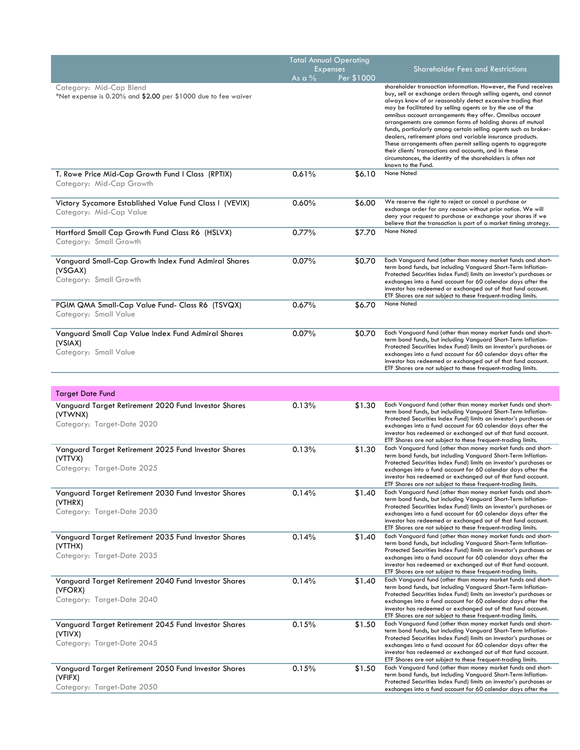| | Total Annual Operating Expenses | | Shareholder Fees and Restrictions |
|---|---|---|---|
| | As a % | Per $1000 | |
| Category: Mid-Cap Blend<br>*Net expense is 0.20% and $2.00 per $1000 due to fee waiver | | | shareholder transaction information. However, the Fund receives buy, sell or exchange orders through selling agents, and cannot always know of or reasonably detect excessive trading that may be facilitated by selling agents or by the use of the omnibus account arrangements they offer. Omnibus account arrangements are common forms of holding shares of mutual funds, particularly among certain selling agents such as broker-dealers, retirement plans and variable insurance products. These arrangements often permit selling agents to aggregate their clients' transactions and accounts, and in these circumstances, the identity of the shareholders is often not known to the Fund. |
| T. Rowe Price Mid-Cap Growth Fund I Class (RPTIX)<br>Category: Mid-Cap Growth | 0.61% | $6.10 | None Noted |
| Victory Sycamore Established Value Fund Class I (VEVIX)<br>Category: Mid-Cap Value | 0.60% | $6.00 | We reserve the right to reject or cancel a purchase or exchange order for any reason without prior notice. We will deny your request to purchase or exchange your shares if we believe that the transaction is part of a market timing strategy. |
| Hartford Small Cap Growth Fund Class R6 (HSLVX)<br>Category: Small Growth | 0.77% | $7.70 | None Noted |
| Vanguard Small-Cap Growth Index Fund Admiral Shares (VSGAX)<br>Category: Small Growth | 0.07% | $0.70 | Each Vanguard fund (other than money market funds and short-term bond funds, but including Vanguard Short-Term Inflation-Protected Securities Index Fund) limits an investor's purchases or exchanges into a fund account for 60 calendar days after the investor has redeemed or exchanged out of that fund account. ETF Shares are not subject to these frequent-trading limits. |
| PGIM QMA Small-Cap Value Fund- Class R6 (TSVQX)<br>Category: Small Value | 0.67% | $6.70 | None Noted |
| Vanguard Small Cap Value Index Fund Admiral Shares (VSIAX)<br>Category: Small Value | 0.07% | $0.70 | Each Vanguard fund (other than money market funds and short-term bond funds, but including Vanguard Short-Term Inflation-Protected Securities Index Fund) limits an investor's purchases or exchanges into a fund account for 60 calendar days after the investor has redeemed or exchanged out of that fund account. ETF Shares are not subject to these frequent-trading limits. |

| Target Date Fund | | | |
|---|---|---|---|
| Vanguard Target Retirement 2020 Fund Investor Shares (VTWNX)<br>Category: Target-Date 2020 | 0.13% | $1.30 | Each Vanguard fund (other than money market funds and short-term bond funds, but including Vanguard Short-Term Inflation-Protected Securities Index Fund) limits an investor's purchases or exchanges into a fund account for 60 calendar days after the investor has redeemed or exchanged out of that fund account. ETF Shares are not subject to these frequent-trading limits. |
| Vanguard Target Retirement 2025 Fund Investor Shares (VTTVX)<br>Category: Target-Date 2025 | 0.13% | $1.30 | Each Vanguard fund (other than money market funds and short-term bond funds, but including Vanguard Short-Term Inflation-Protected Securities Index Fund) limits an investor's purchases or exchanges into a fund account for 60 calendar days after the investor has redeemed or exchanged out of that fund account. ETF Shares are not subject to these frequent-trading limits. |
| Vanguard Target Retirement 2030 Fund Investor Shares (VTHRX)<br>Category: Target-Date 2030 | 0.14% | $1.40 | Each Vanguard fund (other than money market funds and short-term bond funds, but including Vanguard Short-Term Inflation-Protected Securities Index Fund) limits an investor's purchases or exchanges into a fund account for 60 calendar days after the investor has redeemed or exchanged out of that fund account. ETF Shares are not subject to these frequent-trading limits. |
| Vanguard Target Retirement 2035 Fund Investor Shares (VTTHX)<br>Category: Target-Date 2035 | 0.14% | $1.40 | Each Vanguard fund (other than money market funds and short-term bond funds, but including Vanguard Short-Term Inflation-Protected Securities Index Fund) limits an investor's purchases or exchanges into a fund account for 60 calendar days after the investor has redeemed or exchanged out of that fund account. ETF Shares are not subject to these frequent-trading limits. |
| Vanguard Target Retirement 2040 Fund Investor Shares (VFORX)<br>Category: Target-Date 2040 | 0.14% | $1.40 | Each Vanguard fund (other than money market funds and short-term bond funds, but including Vanguard Short-Term Inflation-Protected Securities Index Fund) limits an investor's purchases or exchanges into a fund account for 60 calendar days after the investor has redeemed or exchanged out of that fund account. ETF Shares are not subject to these frequent-trading limits. |
| Vanguard Target Retirement 2045 Fund Investor Shares (VTIVX)<br>Category: Target-Date 2045 | 0.15% | $1.50 | Each Vanguard fund (other than money market funds and short-term bond funds, but including Vanguard Short-Term Inflation-Protected Securities Index Fund) limits an investor's purchases or exchanges into a fund account for 60 calendar days after the investor has redeemed or exchanged out of that fund account. ETF Shares are not subject to these frequent-trading limits. |
| Vanguard Target Retirement 2050 Fund Investor Shares (VFIFX)<br>Category: Target-Date 2050 | 0.15% | $1.50 | Each Vanguard fund (other than money market funds and short-term bond funds, but including Vanguard Short-Term Inflation-Protected Securities Index Fund) limits an investor's purchases or exchanges into a fund account for 60 calendar days after the |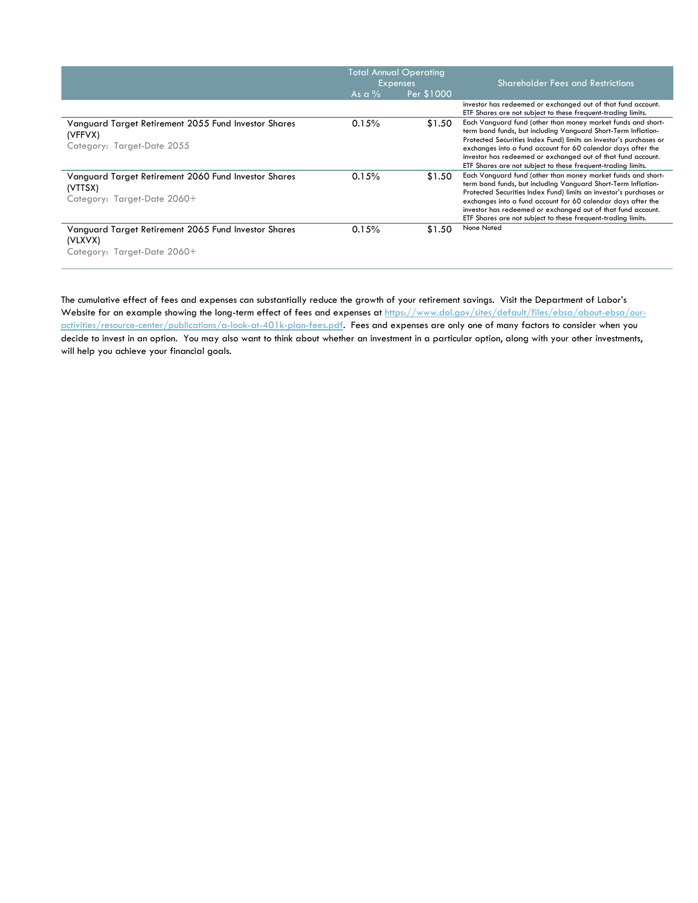| | Total Annual Operating Expenses | | Shareholder Fees and Restrictions |
|---|---|---|---|
| | As a % | Per $1000 | |
| | | | investor has redeemed or exchanged out of that fund account. ETF Shares are not subject to these frequent-trading limits. |
| Vanguard Target Retirement 2055 Fund Investor Shares (VFFVX) Category: Target-Date 2055 | 0.15% | $1.50 | Each Vanguard fund (other than money market funds and short-term bond funds, but including Vanguard Short-Term Inflation-Protected Securities Index Fund) limits an investor's purchases or exchanges into a fund account for 60 calendar days after the investor has redeemed or exchanged out of that fund account. ETF Shares are not subject to these frequent-trading limits. |
| Vanguard Target Retirement 2060 Fund Investor Shares (VTTSX) Category: Target-Date 2060+ | 0.15% | $1.50 | Each Vanguard fund (other than money market funds and short-term bond funds, but including Vanguard Short-Term Inflation-Protected Securities Index Fund) limits an investor's purchases or exchanges into a fund account for 60 calendar days after the investor has redeemed or exchanged out of that fund account. ETF Shares are not subject to these frequent-trading limits. |
| Vanguard Target Retirement 2065 Fund Investor Shares (VLXVX) Category: Target-Date 2060+ | 0.15% | $1.50 | None Noted |

The cumulative effect of fees and expenses can substantially reduce the growth of your retirement savings. Visit the Department of Labor's Website for an example showing the long-term effect of fees and expenses at https://www.dol.gov/sites/default/files/ebsa/about-ebsa/our-activities/resource-center/publications/a-look-at-401k-plan-fees.pdf. Fees and expenses are only one of many factors to consider when you decide to invest in an option. You may also want to think about whether an investment in a particular option, along with your other investments, will help you achieve your financial goals.